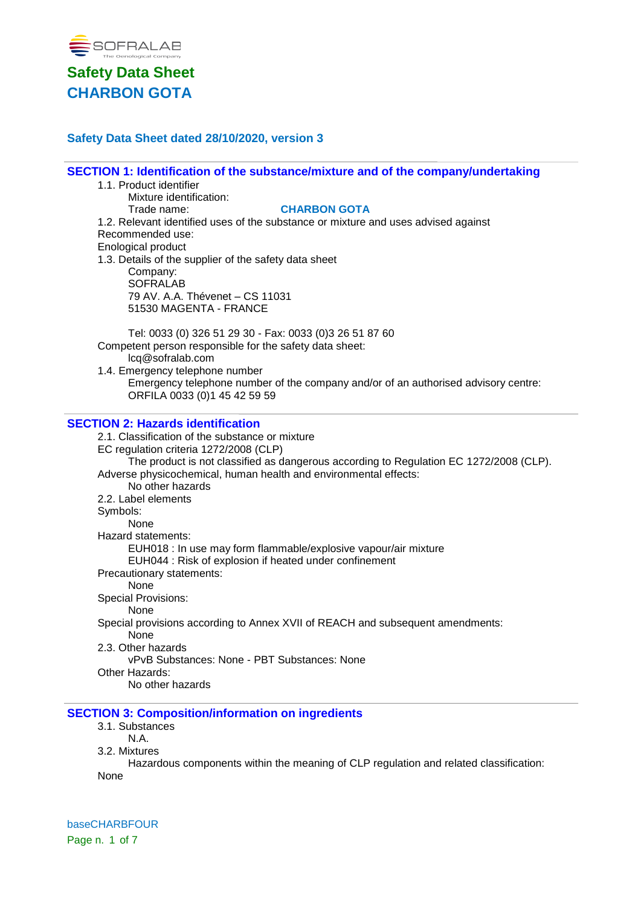SOFRALAB
The Oenological Company

# Safety Data Sheet
# CHARBON GOTA

**Safety Data Sheet dated 28/10/2020, version 3**

## SECTION 1: Identification of the substance/mixture and of the company/undertaking

1.1. Product identifier

Mixture identification:

Trade name: **CHARBON GOTA**

1.2. Relevant identified uses of the substance or mixture and uses advised against

Recommended use:

Enological product

1.3. Details of the supplier of the safety data sheet

Company:
SOFRALAB
79 AV. A.A. Thévenet – CS 11031
51530 MAGENTA - FRANCE

Tel: 0033 (0) 326 51 29 30 - Fax: 0033 (0)3 26 51 87 60

Competent person responsible for the safety data sheet:
lcq@sofralab.com

1.4. Emergency telephone number

Emergency telephone number of the company and/or of an authorised advisory centre:
ORFILA 0033 (0)1 45 42 59 59

## SECTION 2: Hazards identification

2.1. Classification of the substance or mixture

EC regulation criteria 1272/2008 (CLP)

The product is not classified as dangerous according to Regulation EC 1272/2008 (CLP).

Adverse physicochemical, human health and environmental effects:

No other hazards

2.2. Label elements

Symbols:

None

Hazard statements:

EUH018 : In use may form flammable/explosive vapour/air mixture
EUH044 : Risk of explosion if heated under confinement

Precautionary statements:

None

Special Provisions:

None

Special provisions according to Annex XVII of REACH and subsequent amendments:

None

2.3. Other hazards

vPvB Substances: None - PBT Substances: None

Other Hazards:

No other hazards

## SECTION 3: Composition/information on ingredients

3.1. Substances

N.A.

3.2. Mixtures

Hazardous components within the meaning of CLP regulation and related classification:

None

baseCHARBFOUR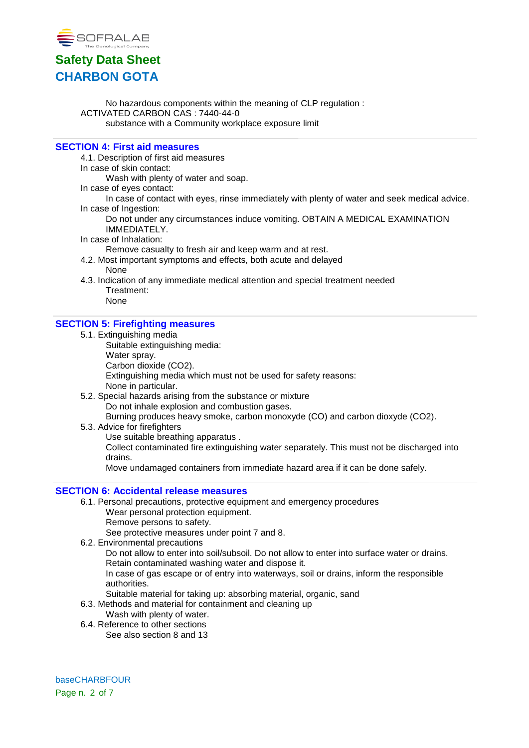No hazardous components within the meaning of CLP regulation :

ACTIVATED CARBON CAS : 7440-44-0

substance with a Community workplace exposure limit

## SECTION 4: First aid measures

4.1. Description of first aid measures

In case of skin contact:

Wash with plenty of water and soap.

In case of eyes contact:

In case of contact with eyes, rinse immediately with plenty of water and seek medical advice.

In case of Ingestion:

Do not under any circumstances induce vomiting. OBTAIN A MEDICAL EXAMINATION IMMEDIATELY.

In case of Inhalation:

Remove casualty to fresh air and keep warm and at rest.

4.2. Most important symptoms and effects, both acute and delayed

None

4.3. Indication of any immediate medical attention and special treatment needed

Treatment:

None

## SECTION 5: Firefighting measures

5.1. Extinguishing media

Suitable extinguishing media:

Water spray.

Carbon dioxide ($CO_2$).

Extinguishing media which must not be used for safety reasons:

None in particular.

5.2. Special hazards arising from the substance or mixture

Do not inhale explosion and combustion gases.

Burning produces heavy smoke, carbon monoxyde (CO) and carbon dioxyde ($CO_2$).

5.3. Advice for firefighters

Use suitable breathing apparatus .

Collect contaminated fire extinguishing water separately. This must not be discharged into drains.

Move undamaged containers from immediate hazard area if it can be done safely.

## SECTION 6: Accidental release measures

6.1. Personal precautions, protective equipment and emergency procedures

Wear personal protection equipment.

Remove persons to safety.

See protective measures under point 7 and 8.

6.2. Environmental precautions

Do not allow to enter into soil/subsoil. Do not allow to enter into surface water or drains.

Retain contaminated washing water and dispose it.

In case of gas escape or of entry into waterways, soil or drains, inform the responsible authorities.

Suitable material for taking up: absorbing material, organic, sand

6.3. Methods and material for containment and cleaning up

Wash with plenty of water.

6.4. Reference to other sections

See also section 8 and 13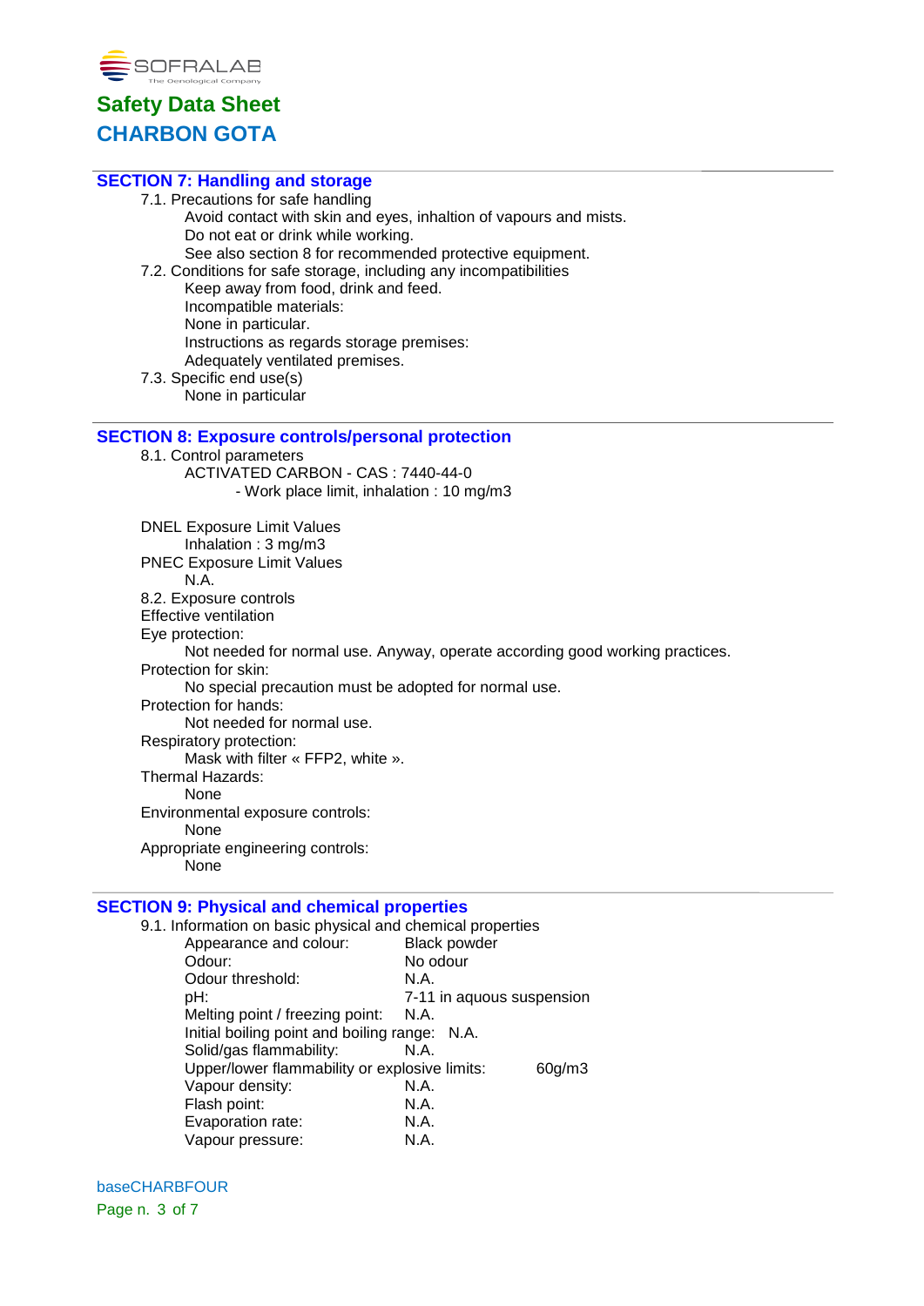## SECTION 7: Handling and storage

7.1. Precautions for safe handling

Avoid contact with skin and eyes, inhalation of vapours and mists.
Do not eat or drink while working.
See also section 8 for recommended protective equipment.

7.2. Conditions for safe storage, including any incompatibilities

Keep away from food, drink and feed.
Incompatible materials:
None in particular.
Instructions as regards storage premises:
Adequately ventilated premises.

7.3. Specific end use(s)

None in particular

## SECTION 8: Exposure controls/personal protection

8.1. Control parameters

ACTIVATED CARBON - CAS : 7440-44-0

- Work place limit, inhalation : 10 mg/m3

DNEL Exposure Limit Values

Inhalation : 3 mg/m3

PNEC Exposure Limit Values

N.A.

8.2. Exposure controls

Effective ventilation

Eye protection:

Not needed for normal use. Anyway, operate according good working practices.

Protection for skin:

No special precaution must be adopted for normal use.

Protection for hands:

Not needed for normal use.

Respiratory protection:

Mask with filter « FFP2, white ».

Thermal Hazards:

None

Environmental exposure controls:

None

Appropriate engineering controls:

None

## SECTION 9: Physical and chemical properties

9.1. Information on basic physical and chemical properties

| | |
|---|---|
| Appearance and colour: | Black powder |
| Odour: | No odour |
| Odour threshold: | N.A. |
| pH: | 7-11 in aquous suspension |
| Melting point / freezing point: | N.A. |
| Initial boiling point and boiling range: | N.A. |
| Solid/gas flammability: | N.A. |
| Upper/lower flammability or explosive limits: | 60g/m3 |
| Vapour density: | N.A. |
| Flash point: | N.A. |
| Evaporation rate: | N.A. |
| Vapour pressure: | N.A. |

baseCHARBFOUR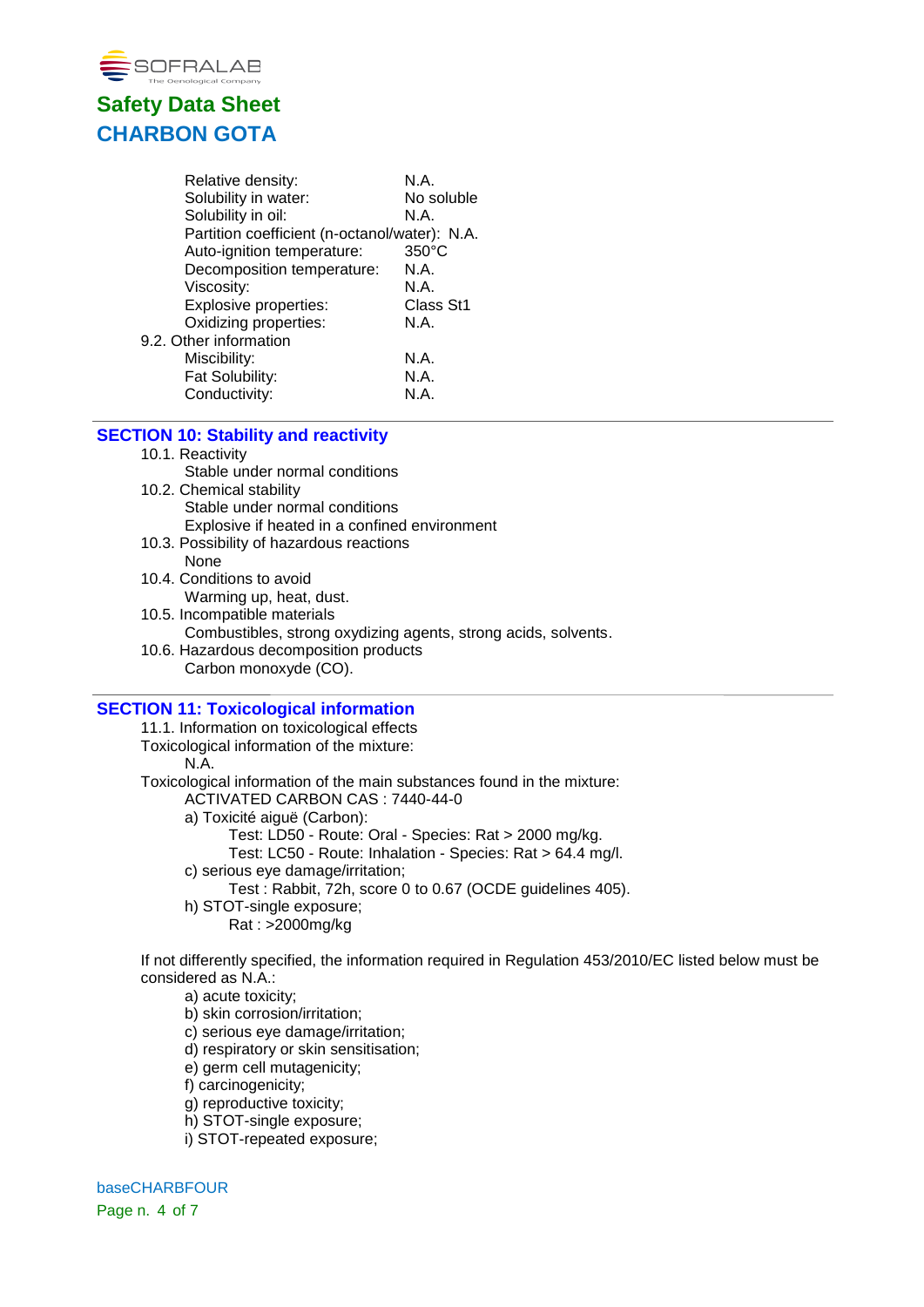| | |
|---|---|
| Relative density: | N.A. |
| Solubility in water: | No soluble |
| Solubility in oil: | N.A. |
| Partition coefficient (n-octanol/water): | N.A. |
| Auto-ignition temperature: | 350°C |
| Decomposition temperature: | N.A. |
| Viscosity: | N.A. |
| Explosive properties: | Class St1 |
| Oxidizing properties: | N.A. |

9.2. Other information

| | |
|---|---|
| Miscibility: | N.A. |
| Fat Solubility: | N.A. |
| Conductivity: | N.A. |

## SECTION 10: Stability and reactivity

10.1. Reactivity
    Stable under normal conditions

10.2. Chemical stability
    Stable under normal conditions
    Explosive if heated in a confined environment

10.3. Possibility of hazardous reactions
    None

10.4. Conditions to avoid
    Warming up, heat, dust.

10.5. Incompatible materials
    Combustibles, strong oxydizing agents, strong acids, solvents.

10.6. Hazardous decomposition products
    Carbon monoxyde (CO).

## SECTION 11: Toxicological information

11.1. Information on toxicological effects

Toxicological information of the mixture:
    N.A.

Toxicological information of the main substances found in the mixture:
    ACTIVATED CARBON CAS : 7440-44-0
    a) Toxicité aiguë (Carbon):
        Test: LD50 - Route: Oral - Species: Rat > 2000 mg/kg.
        Test: LC50 - Route: Inhalation - Species: Rat > 64.4 mg/l.
    c) serious eye damage/irritation;
        Test : Rabbit, 72h, score 0 to 0.67 (OCDE guidelines 405).
    h) STOT-single exposure;
        Rat : >2000mg/kg

If not differently specified, the information required in Regulation 453/2010/EC listed below must be considered as N.A.:

a) acute toxicity;
b) skin corrosion/irritation;
c) serious eye damage/irritation;
d) respiratory or skin sensitisation;
e) germ cell mutagenicity;
f) carcinogenicity;
g) reproductive toxicity;
h) STOT-single exposure;
i) STOT-repeated exposure;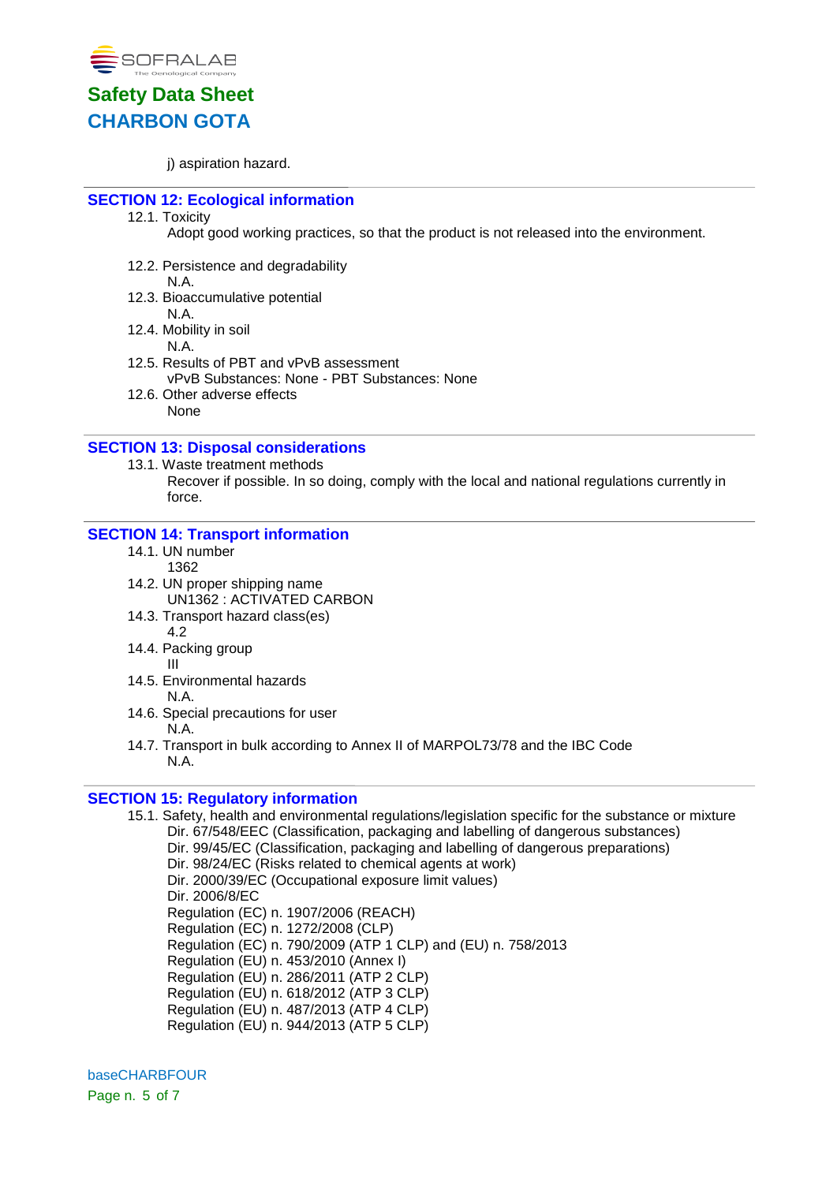j) aspiration hazard.

## SECTION 12: Ecological information

12.1. Toxicity

Adopt good working practices, so that the product is not released into the environment.

12.2. Persistence and degradability

N.A.

12.3. Bioaccumulative potential

N.A.

12.4. Mobility in soil

N.A.

12.5. Results of PBT and vPvB assessment

vPvB Substances: None - PBT Substances: None

12.6. Other adverse effects

None

## SECTION 13: Disposal considerations

13.1. Waste treatment methods

Recover if possible. In so doing, comply with the local and national regulations currently in force.

## SECTION 14: Transport information

14.1. UN number

1362

14.2. UN proper shipping name

UN1362 : ACTIVATED CARBON

14.3. Transport hazard class(es)

4.2

14.4. Packing group

III

14.5. Environmental hazards

N.A.

14.6. Special precautions for user

N.A.

14.7. Transport in bulk according to Annex II of MARPOL73/78 and the IBC Code

N.A.

## SECTION 15: Regulatory information

15.1. Safety, health and environmental regulations/legislation specific for the substance or mixture

Dir. 67/548/EEC (Classification, packaging and labelling of dangerous substances)
Dir. 99/45/EC (Classification, packaging and labelling of dangerous preparations)
Dir. 98/24/EC (Risks related to chemical agents at work)
Dir. 2000/39/EC (Occupational exposure limit values)
Dir. 2006/8/EC
Regulation (EC) n. 1907/2006 (REACH)
Regulation (EC) n. 1272/2008 (CLP)
Regulation (EC) n. 790/2009 (ATP 1 CLP) and (EU) n. 758/2013
Regulation (EU) n. 453/2010 (Annex I)
Regulation (EU) n. 286/2011 (ATP 2 CLP)
Regulation (EU) n. 618/2012 (ATP 3 CLP)
Regulation (EU) n. 487/2013 (ATP 4 CLP)
Regulation (EU) n. 944/2013 (ATP 5 CLP)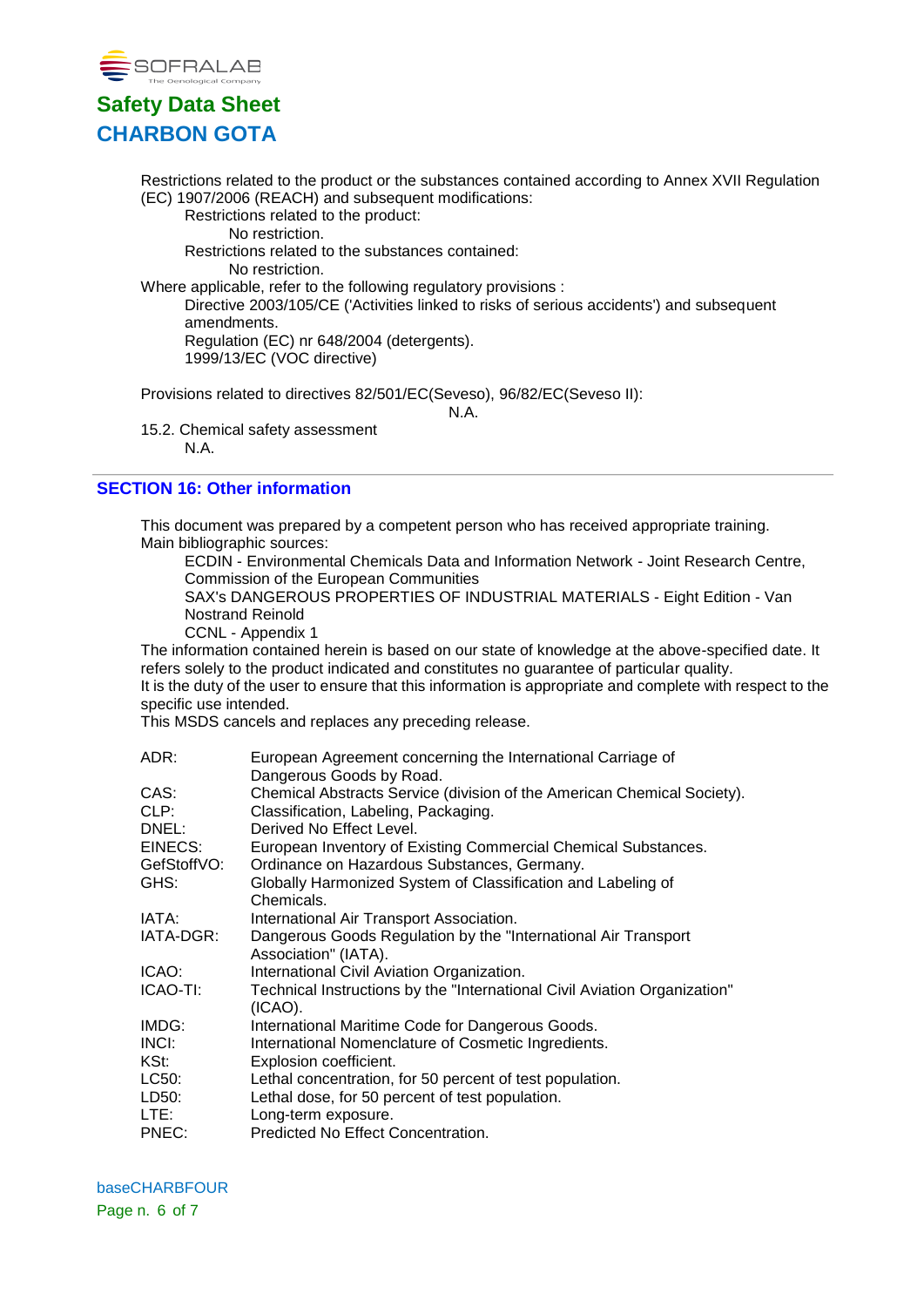Restrictions related to the product or the substances contained according to Annex XVII Regulation (EC) 1907/2006 (REACH) and subsequent modifications:

Restrictions related to the product:

No restriction.

Restrictions related to the substances contained:

No restriction.

Where applicable, refer to the following regulatory provisions :

Directive 2003/105/CE ('Activities linked to risks of serious accidents') and subsequent amendments.

Regulation (EC) nr 648/2004 (detergents).

1999/13/EC (VOC directive)

Provisions related to directives 82/501/EC(Seveso), 96/82/EC(Seveso II):

N.A.

15.2. Chemical safety assessment

N.A.

## SECTION 16: Other information

This document was prepared by a competent person who has received appropriate training.

Main bibliographic sources:

ECDIN - Environmental Chemicals Data and Information Network - Joint Research Centre, Commission of the European Communities

SAX's DANGEROUS PROPERTIES OF INDUSTRIAL MATERIALS - Eight Edition - Van Nostrand Reinold

CCNL - Appendix 1

The information contained herein is based on our state of knowledge at the above-specified date. It refers solely to the product indicated and constitutes no guarantee of particular quality.

It is the duty of the user to ensure that this information is appropriate and complete with respect to the specific use intended.

This MSDS cancels and replaces any preceding release.

| | |
|---|---|
| ADR: | European Agreement concerning the International Carriage of Dangerous Goods by Road. |
| CAS: | Chemical Abstracts Service (division of the American Chemical Society). |
| CLP: | Classification, Labeling, Packaging. |
| DNEL: | Derived No Effect Level. |
| EINECS: | European Inventory of Existing Commercial Chemical Substances. |
| GefStoffVO: | Ordinance on Hazardous Substances, Germany. |
| GHS: | Globally Harmonized System of Classification and Labeling of Chemicals. |
| IATA: | International Air Transport Association. |
| IATA-DGR: | Dangerous Goods Regulation by the "International Air Transport Association" (IATA). |
| ICAO: | International Civil Aviation Organization. |
| ICAO-TI: | Technical Instructions by the "International Civil Aviation Organization" (ICAO). |
| IMDG: | International Maritime Code for Dangerous Goods. |
| INCI: | International Nomenclature of Cosmetic Ingredients. |
| KSt: | Explosion coefficient. |
| LC50: | Lethal concentration, for 50 percent of test population. |
| LD50: | Lethal dose, for 50 percent of test population. |
| LTE: | Long-term exposure. |
| PNEC: | Predicted No Effect Concentration. |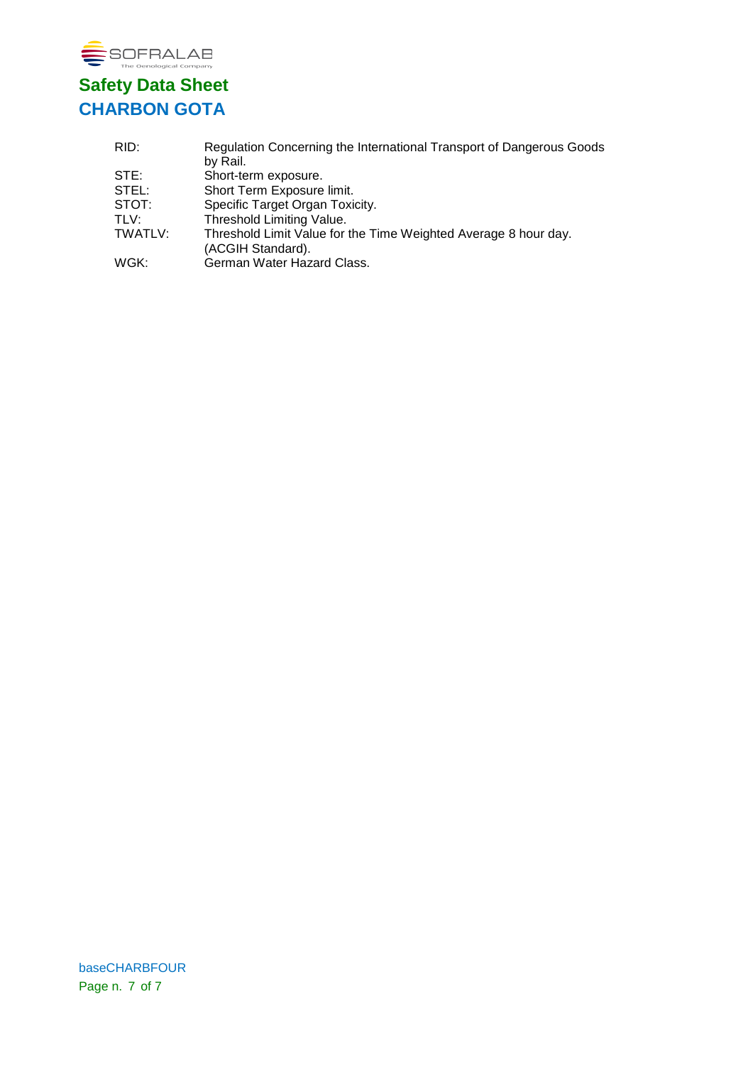| | |
|---|---|
| RID: | Regulation Concerning the International Transport of Dangerous Goods by Rail. |
| STE: | Short-term exposure. |
| STEL: | Short Term Exposure limit. |
| STOT: | Specific Target Organ Toxicity. |
| TLV: | Threshold Limiting Value. |
| TWATLV: | Threshold Limit Value for the Time Weighted Average 8 hour day. (ACGIH Standard). |
| WGK: | German Water Hazard Class. |